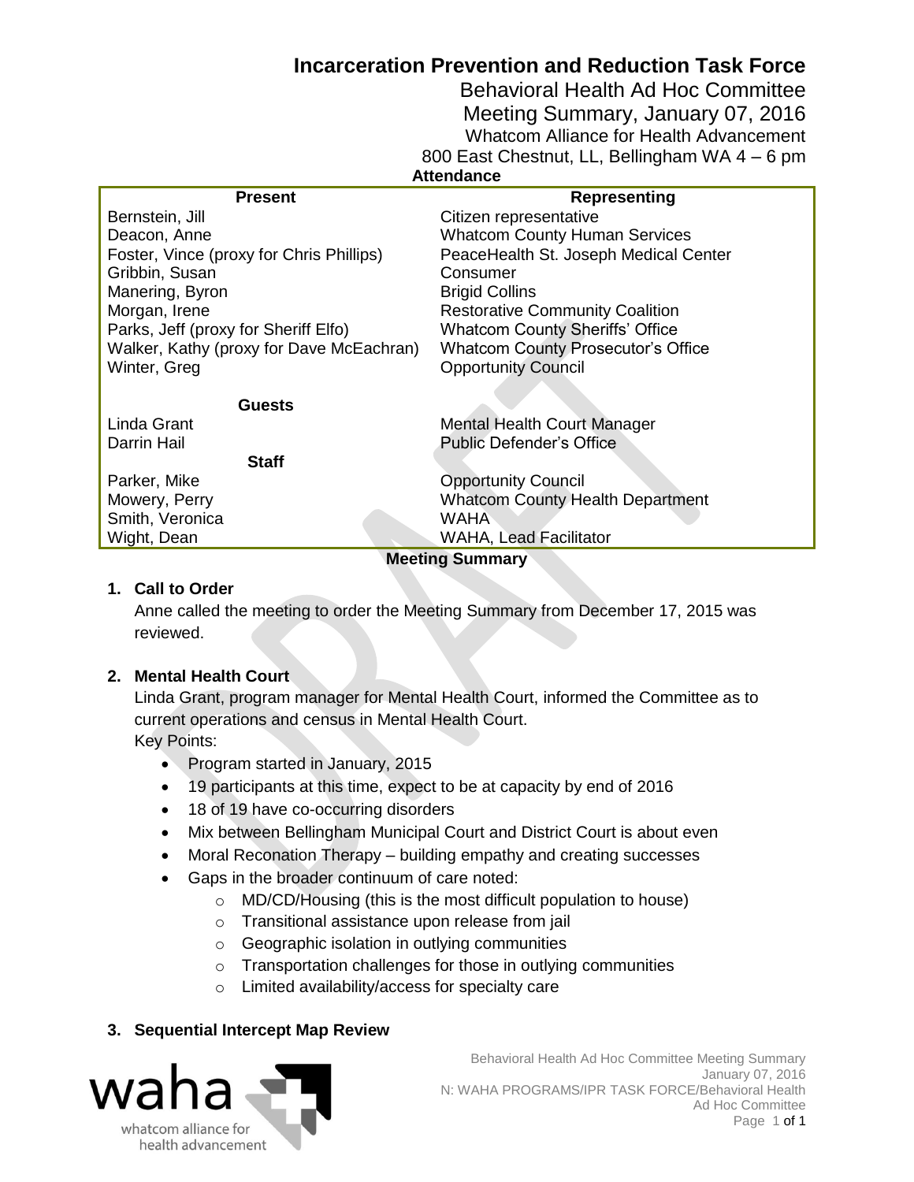# Incarceration Prevention and Reduction Task Force

## Behavioral Health Ad Hoc Committee

Meeting Summary, January 07, 2016

Whatcom Alliance for Health Advancement

800 East Chestnut, LL, Bellingham WA 4 – 6 pm

**Attendance**

| Present | Representing |
|---|---|
| Bernstein, Jill | Citizen representative |
| Deacon, Anne | Whatcom County Human Services |
| Foster, Vince (proxy for Chris Phillips) | PeaceHealth St. Joseph Medical Center |
| Gribbin, Susan | Consumer |
| Manering, Byron | Brigid Collins |
| Morgan, Irene | Restorative Community Coalition |
| Parks, Jeff (proxy for Sheriff Elfo) | Whatcom County Sheriffs' Office |
| Walker, Kathy (proxy for Dave McEachran) | Whatcom County Prosecutor's Office |
| Winter, Greg | Opportunity Council |
| **Guests** | |
| Linda Grant | Mental Health Court Manager |
| Darrin Hail | Public Defender's Office |
| **Staff** | |
| Parker, Mike | Opportunity Council |
| Mowery, Perry | Whatcom County Health Department |
| Smith, Veronica | WAHA |
| Wight, Dean | WAHA, Lead Facilitator |

**Meeting Summary**

**1. Call to Order**

Anne called the meeting to order the Meeting Summary from December 17, 2015 was reviewed.

**2. Mental Health Court**

Linda Grant, program manager for Mental Health Court, informed the Committee as to current operations and census in Mental Health Court.

Key Points:

- Program started in January, 2015
- 19 participants at this time, expect to be at capacity by end of 2016
- 18 of 19 have co-occurring disorders
- Mix between Bellingham Municipal Court and District Court is about even
- Moral Reconation Therapy – building empathy and creating successes
- Gaps in the broader continuum of care noted:
  - MD/CD/Housing (this is the most difficult population to house)
  - Transitional assistance upon release from jail
  - Geographic isolation in outlying communities
  - Transportation challenges for those in outlying communities
  - Limited availability/access for specialty care

**3. Sequential Intercept Map Review**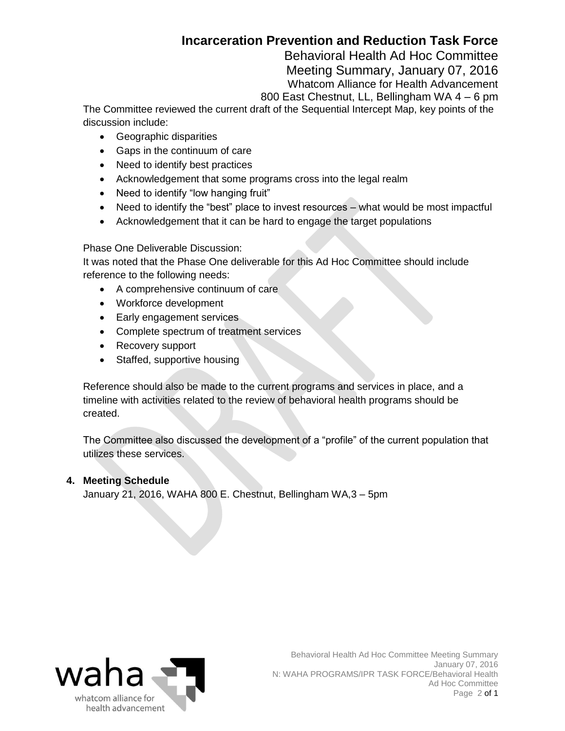The Committee reviewed the current draft of the Sequential Intercept Map, key points of the discussion include:

- Geographic disparities
- Gaps in the continuum of care
- Need to identify best practices
- Acknowledgement that some programs cross into the legal realm
- Need to identify "low hanging fruit"
- Need to identify the "best" place to invest resources – what would be most impactful
- Acknowledgement that it can be hard to engage the target populations

Phase One Deliverable Discussion:
It was noted that the Phase One deliverable for this Ad Hoc Committee should include reference to the following needs:

- A comprehensive continuum of care
- Workforce development
- Early engagement services
- Complete spectrum of treatment services
- Recovery support
- Staffed, supportive housing

Reference should also be made to the current programs and services in place, and a timeline with activities related to the review of behavioral health programs should be created.

The Committee also discussed the development of a "profile" of the current population that utilizes these services.

**4. Meeting Schedule**

January 21, 2016, WAHA 800 E. Chestnut, Bellingham WA,3 – 5pm